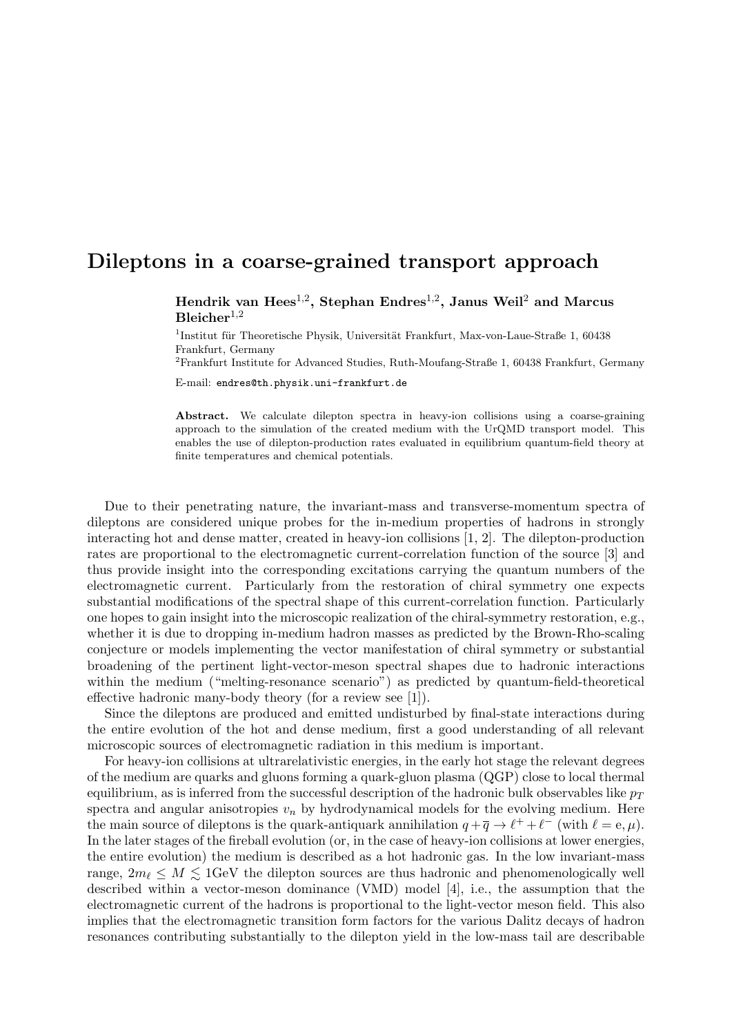# Dileptons in a coarse-grained transport approach

**Hendrik van Hees[1,2], Stephan Endres[1,2], Janus Weil[2] and Marcus Bleicher[1,2]**

[1]Institut für Theoretische Physik, Universität Frankfurt, Max-von-Laue-Straße 1, 60438 Frankfurt, Germany

[2]Frankfurt Institute for Advanced Studies, Ruth-Moufang-Straße 1, 60438 Frankfurt, Germany

E-mail: endres@th.physik.uni-frankfurt.de

**Abstract.** We calculate dilepton spectra in heavy-ion collisions using a coarse-graining approach to the simulation of the created medium with the UrQMD transport model. This enables the use of dilepton-production rates evaluated in equilibrium quantum-field theory at finite temperatures and chemical potentials.

Due to their penetrating nature, the invariant-mass and transverse-momentum spectra of dileptons are considered unique probes for the in-medium properties of hadrons in strongly interacting hot and dense matter, created in heavy-ion collisions [1, 2]. The dilepton-production rates are proportional to the electromagnetic current-correlation function of the source [3] and thus provide insight into the corresponding excitations carrying the quantum numbers of the electromagnetic current. Particularly from the restoration of chiral symmetry one expects substantial modifications of the spectral shape of this current-correlation function. Particularly one hopes to gain insight into the microscopic realization of the chiral-symmetry restoration, e.g., whether it is due to dropping in-medium hadron masses as predicted by the Brown-Rho-scaling conjecture or models implementing the vector manifestation of chiral symmetry or substantial broadening of the pertinent light-vector-meson spectral shapes due to hadronic interactions within the medium ("melting-resonance scenario") as predicted by quantum-field-theoretical effective hadronic many-body theory (for a review see [1]).

Since the dileptons are produced and emitted undisturbed by final-state interactions during the entire evolution of the hot and dense medium, first a good understanding of all relevant microscopic sources of electromagnetic radiation in this medium is important.

For heavy-ion collisions at ultrarelativistic energies, in the early hot stage the relevant degrees of the medium are quarks and gluons forming a quark-gluon plasma (QGP) close to local thermal equilibrium, as is inferred from the successful description of the hadronic bulk observables like $p_T$ spectra and angular anisotropies $v_n$ by hydrodynamical models for the evolving medium. Here the main source of dileptons is the quark-antiquark annihilation $q + \overline{q} \rightarrow \ell^+ + \ell^-$ (with $\ell = \mathrm{e}, \mu$). In the later stages of the fireball evolution (or, in the case of heavy-ion collisions at lower energies, the entire evolution) the medium is described as a hot hadronic gas. In the low invariant-mass range, $2m_\ell \leq M \lesssim 1\mathrm{GeV}$ the dilepton sources are thus hadronic and phenomenologically well described within a vector-meson dominance (VMD) model [4], i.e., the assumption that the electromagnetic current of the hadrons is proportional to the light-vector meson field. This also implies that the electromagnetic transition form factors for the various Dalitz decays of hadron resonances contributing substantially to the dilepton yield in the low-mass tail are describable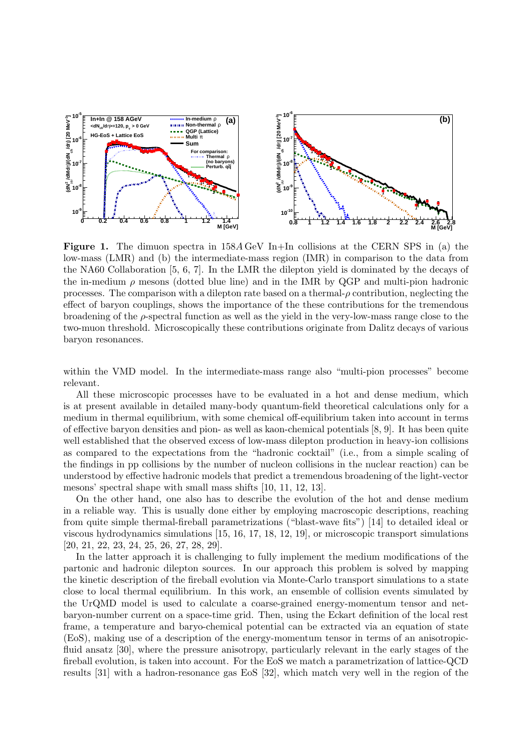**Figure 1.** The dimuon spectra in 158$A$ GeV In+In collisions at the CERN SPS in (a) the low-mass (LMR) and (b) the intermediate-mass region (IMR) in comparison to the data from the NA60 Collaboration [5, 6, 7]. In the LMR the dilepton yield is dominated by the decays of the in-medium $\rho$ mesons (dotted blue line) and in the IMR by QGP and multi-pion hadronic processes. The comparison with a dilepton rate based on a thermal-$\rho$ contribution, neglecting the effect of baryon couplings, shows the importance of the these contributions for the tremendous broadening of the $\rho$-spectral function as well as the yield in the very-low-mass range close to the two-muon threshold. Microscopically these contributions originate from Dalitz decays of various baryon resonances.

within the VMD model. In the intermediate-mass range also "multi-pion processes" become relevant.

All these microscopic processes have to be evaluated in a hot and dense medium, which is at present available in detailed many-body quantum-field theoretical calculations only for a medium in thermal equilibrium, with some chemical off-equilibrium taken into account in terms of effective baryon densities and pion- as well as kaon-chemical potentials [8, 9]. It has been quite well established that the observed excess of low-mass dilepton production in heavy-ion collisions as compared to the expectations from the "hadronic cocktail" (i.e., from a simple scaling of the findings in pp collisions by the number of nucleon collisions in the nuclear reaction) can be understood by effective hadronic models that predict a tremendous broadening of the light-vector mesons' spectral shape with small mass shifts [10, 11, 12, 13].

On the other hand, one also has to describe the evolution of the hot and dense medium in a reliable way. This is usually done either by employing macroscopic descriptions, reaching from quite simple thermal-fireball parametrizations ("blast-wave fits") [14] to detailed ideal or viscous hydrodynamics simulations [15, 16, 17, 18, 12, 19], or microscopic transport simulations [20, 21, 22, 23, 24, 25, 26, 27, 28, 29].

In the latter approach it is challenging to fully implement the medium modifications of the partonic and hadronic dilepton sources. In our approach this problem is solved by mapping the kinetic description of the fireball evolution via Monte-Carlo transport simulations to a state close to local thermal equilibrium. In this work, an ensemble of collision events simulated by the UrQMD model is used to calculate a coarse-grained energy-momentum tensor and net-baryon-number current on a space-time grid. Then, using the Eckart definition of the local rest frame, a temperature and baryo-chemical potential can be extracted via an equation of state (EoS), making use of a description of the energy-momentum tensor in terms of an anisotropic-fluid ansatz [30], where the pressure anisotropy, particularly relevant in the early stages of the fireball evolution, is taken into account. For the EoS we match a parametrization of lattice-QCD results [31] with a hadron-resonance gas EoS [32], which match very well in the region of the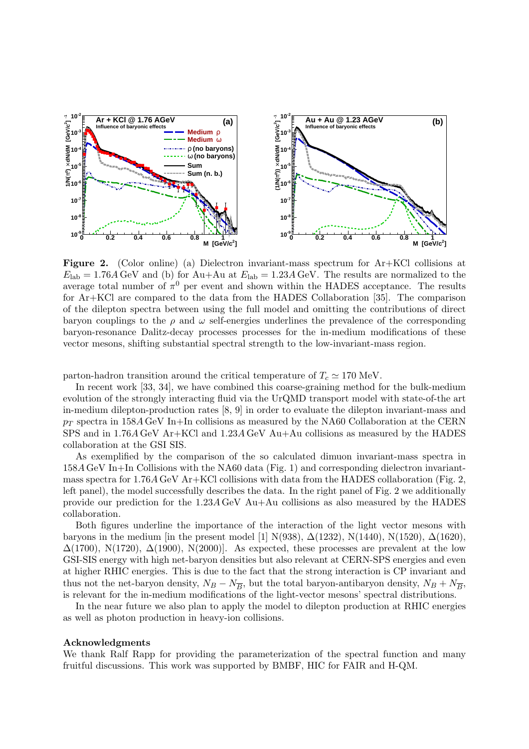**Figure 2.** (Color online) (a) Dielectron invariant-mass spectrum for Ar+KCl collisions at $E_{\text{lab}} = 1.76A$ GeV and (b) for Au+Au at $E_{\text{lab}} = 1.23A$ GeV. The results are normalized to the average total number of $\pi^0$ per event and shown within the HADES acceptance. The results for Ar+KCl are compared to the data from the HADES Collaboration [35]. The comparison of the dilepton spectra between using the full model and omitting the contributions of direct baryon couplings to the $\rho$ and $\omega$ self-energies underlines the prevalence of the corresponding baryon-resonance Dalitz-decay processes processes for the in-medium modifications of these vector mesons, shifting substantial spectral strength to the low-invariant-mass region.

parton-hadron transition around the critical temperature of $T_c \simeq 170$ MeV.

In recent work [33, 34], we have combined this coarse-graining method for the bulk-medium evolution of the strongly interacting fluid via the UrQMD transport model with state-of-the art in-medium dilepton-production rates [8, 9] in order to evaluate the dilepton invariant-mass and $p_T$ spectra in $158A$ GeV In+In collisions as measured by the NA60 Collaboration at the CERN SPS and in $1.76A$ GeV Ar+KCl and $1.23A$ GeV Au+Au collisions as measured by the HADES collaboration at the GSI SIS.

As exemplified by the comparison of the so calculated dimuon invariant-mass spectra in $158A$ GeV In+In Collisions with the NA60 data (Fig. 1) and corresponding dielectron invariant-mass spectra for $1.76A$ GeV Ar+KCl collisions with data from the HADES collaboration (Fig. 2, left panel), the model successfully describes the data. In the right panel of Fig. 2 we additionally provide our prediction for the $1.23A$ GeV Au+Au collisions as also measured by the HADES collaboration.

Both figures underline the importance of the interaction of the light vector mesons with baryons in the medium [in the present model [1] N(938), $\Delta$(1232), N(1440), N(1520), $\Delta$(1620), $\Delta$(1700), N(1720), $\Delta$(1900), N(2000)]. As expected, these processes are prevalent at the low GSI-SIS energy with high net-baryon densities but also relevant at CERN-SPS energies and even at higher RHIC energies. This is due to the fact that the strong interaction is CP invariant and thus not the net-baryon density, $N_B - N_{\overline{B}}$, but the total baryon-antibaryon density, $N_B + N_{\overline{B}}$, is relevant for the in-medium modifications of the light-vector mesons' spectral distributions.

In the near future we also plan to apply the model to dilepton production at RHIC energies as well as photon production in heavy-ion collisions.

## Acknowledgments

We thank Ralf Rapp for providing the parameterization of the spectral function and many fruitful discussions. This work was supported by BMBF, HIC for FAIR and H-QM.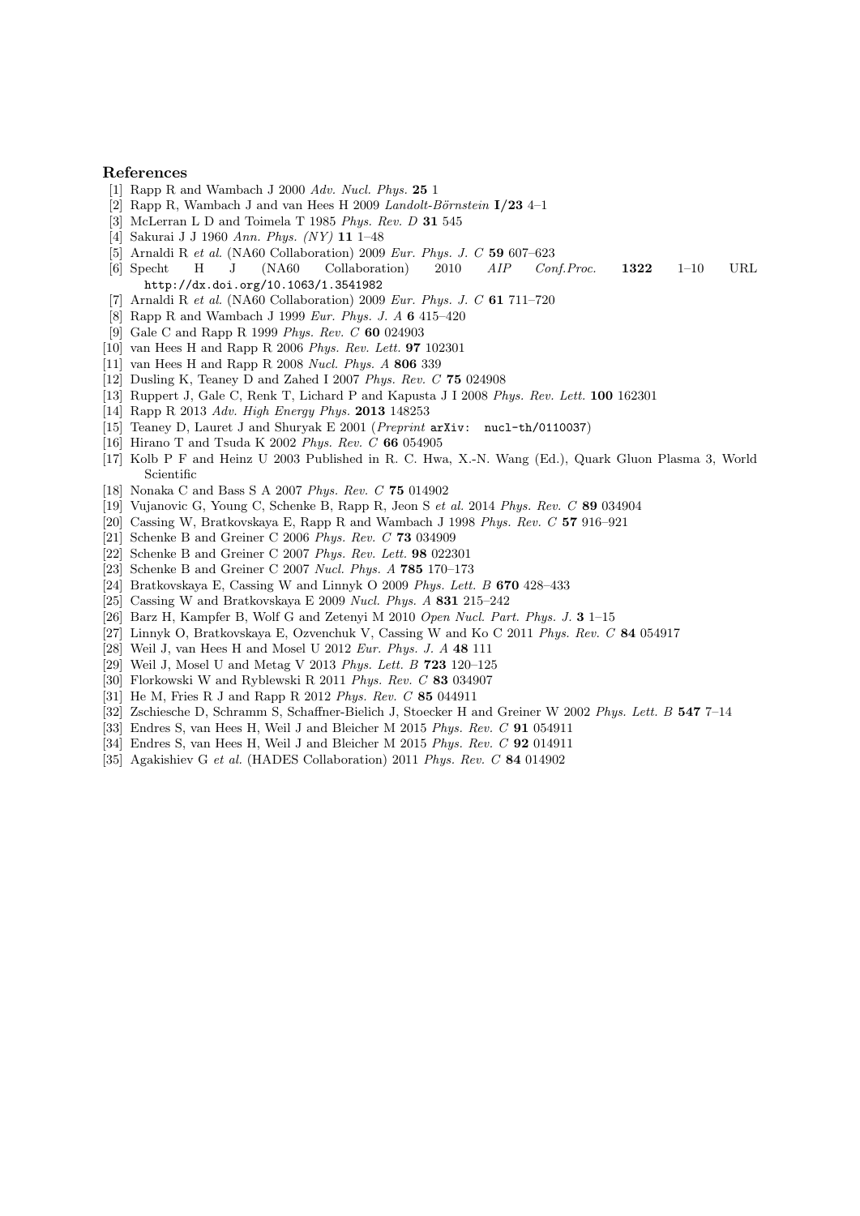## References

[1] Rapp R and Wambach J 2000 *Adv. Nucl. Phys.* **25** 1

[2] Rapp R, Wambach J and van Hees H 2009 *Landolt-Börnstein* **I/23** 4–1

[3] McLerran L D and Toimela T 1985 *Phys. Rev. D* **31** 545

[4] Sakurai J J 1960 *Ann. Phys. (NY)* **11** 1–48

[5] Arnaldi R *et al.* (NA60 Collaboration) 2009 *Eur. Phys. J. C* **59** 607–623

[6] Specht H J (NA60 Collaboration) 2010 *AIP Conf.Proc.* **1322** 1–10 URL `http://dx.doi.org/10.1063/1.3541982`

[7] Arnaldi R *et al.* (NA60 Collaboration) 2009 *Eur. Phys. J. C* **61** 711–720

[8] Rapp R and Wambach J 1999 *Eur. Phys. J. A* **6** 415–420

[9] Gale C and Rapp R 1999 *Phys. Rev. C* **60** 024903

[10] van Hees H and Rapp R 2006 *Phys. Rev. Lett.* **97** 102301

[11] van Hees H and Rapp R 2008 *Nucl. Phys. A* **806** 339

[12] Dusling K, Teaney D and Zahed I 2007 *Phys. Rev. C* **75** 024908

[13] Ruppert J, Gale C, Renk T, Lichard P and Kapusta J I 2008 *Phys. Rev. Lett.* **100** 162301

[14] Rapp R 2013 *Adv. High Energy Phys.* **2013** 148253

[15] Teaney D, Lauret J and Shuryak E 2001 (*Preprint* `arXiv: nucl-th/0110037`)

[16] Hirano T and Tsuda K 2002 *Phys. Rev. C* **66** 054905

[17] Kolb P F and Heinz U 2003 Published in R. C. Hwa, X.-N. Wang (Ed.), Quark Gluon Plasma 3, World Scientific

[18] Nonaka C and Bass S A 2007 *Phys. Rev. C* **75** 014902

[19] Vujanovic G, Young C, Schenke B, Rapp R, Jeon S *et al.* 2014 *Phys. Rev. C* **89** 034904

[20] Cassing W, Bratkovskaya E, Rapp R and Wambach J 1998 *Phys. Rev. C* **57** 916–921

[21] Schenke B and Greiner C 2006 *Phys. Rev. C* **73** 034909

[22] Schenke B and Greiner C 2007 *Phys. Rev. Lett.* **98** 022301

[23] Schenke B and Greiner C 2007 *Nucl. Phys. A* **785** 170–173

[24] Bratkovskaya E, Cassing W and Linnyk O 2009 *Phys. Lett. B* **670** 428–433

[25] Cassing W and Bratkovskaya E 2009 *Nucl. Phys. A* **831** 215–242

[26] Barz H, Kampfer B, Wolf G and Zetenyi M 2010 *Open Nucl. Part. Phys. J.* **3** 1–15

[27] Linnyk O, Bratkovskaya E, Ozvenchuk V, Cassing W and Ko C 2011 *Phys. Rev. C* **84** 054917

[28] Weil J, van Hees H and Mosel U 2012 *Eur. Phys. J. A* **48** 111

[29] Weil J, Mosel U and Metag V 2013 *Phys. Lett. B* **723** 120–125

[30] Florkowski W and Ryblewski R 2011 *Phys. Rev. C* **83** 034907

[31] He M, Fries R J and Rapp R 2012 *Phys. Rev. C* **85** 044911

[32] Zschiesche D, Schramm S, Schaffner-Bielich J, Stoecker H and Greiner W 2002 *Phys. Lett. B* **547** 7–14

[33] Endres S, van Hees H, Weil J and Bleicher M 2015 *Phys. Rev. C* **91** 054911

[34] Endres S, van Hees H, Weil J and Bleicher M 2015 *Phys. Rev. C* **92** 014911

[35] Agakishiev G *et al.* (HADES Collaboration) 2011 *Phys. Rev. C* **84** 014902